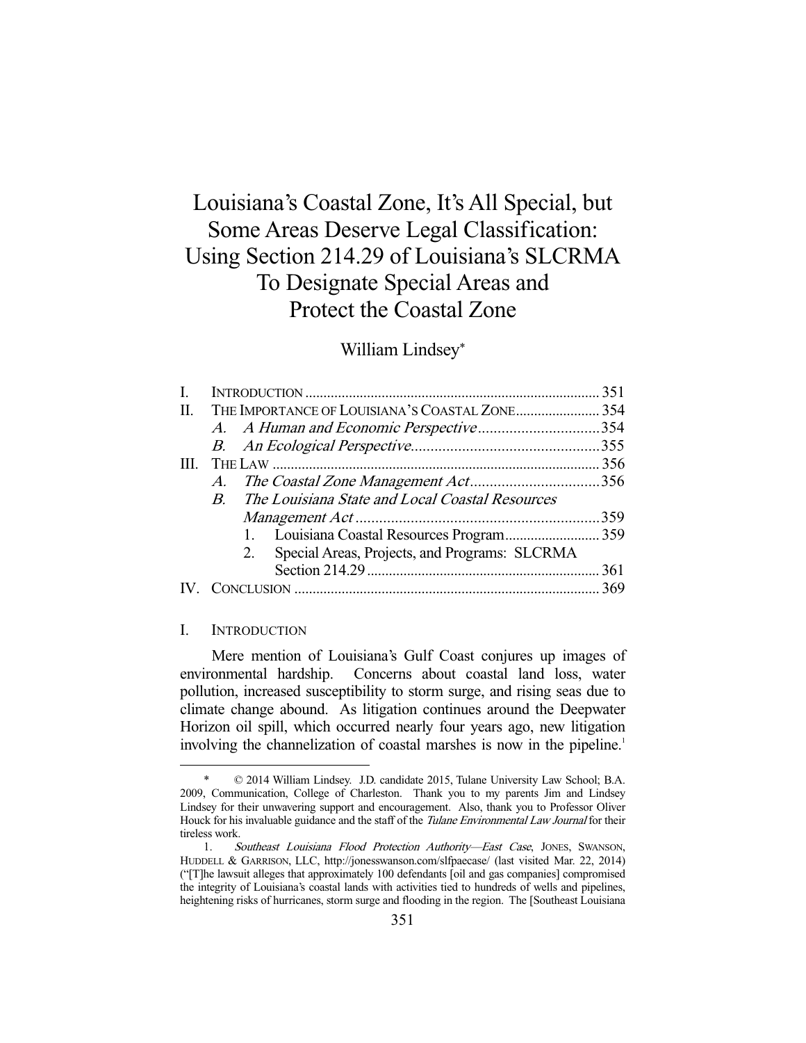# Louisiana's Coastal Zone, It's All Special, but Some Areas Deserve Legal Classification: Using Section 214.29 of Louisiana's SLCRMA To Designate Special Areas and Protect the Coastal Zone

William Lindsey*

| | | Page |
|---|---|---|
| I. | INTRODUCTION | 351 |
| II. | THE IMPORTANCE OF LOUISIANA'S COASTAL ZONE | 354 |
| | *A. A Human and Economic Perspective* | 354 |
| | *B. An Ecological Perspective* | 355 |
| III. | THE LAW | 356 |
| | *A. The Coastal Zone Management Act* | 356 |
| | *B. The Louisiana State and Local Coastal Resources Management Act* | 359 |
| | 1. Louisiana Coastal Resources Program | 359 |
| | 2. Special Areas, Projects, and Programs: SLCRMA Section 214.29 | 361 |
| IV. | CONCLUSION | 369 |

## I. INTRODUCTION

Mere mention of Louisiana's Gulf Coast conjures up images of environmental hardship. Concerns about coastal land loss, water pollution, increased susceptibility to storm surge, and rising seas due to climate change abound. As litigation continues around the Deepwater Horizon oil spill, which occurred nearly four years ago, new litigation involving the channelization of coastal marshes is now in the pipeline.[1]

---

\* © 2014 William Lindsey. J.D. candidate 2015, Tulane University Law School; B.A. 2009, Communication, College of Charleston. Thank you to my parents Jim and Lindsey Lindsey for their unwavering support and encouragement. Also, thank you to Professor Oliver Houck for his invaluable guidance and the staff of the *Tulane Environmental Law Journal* for their tireless work.

1. *Southeast Louisiana Flood Protection Authority—East Case*, JONES, SWANSON, HUDDELL & GARRISON, LLC, http://jonesswanson.com/slfpaecase/ (last visited Mar. 22, 2014) ("[T]he lawsuit alleges that approximately 100 defendants [oil and gas companies] compromised the integrity of Louisiana's coastal lands with activities tied to hundreds of wells and pipelines, heightening risks of hurricanes, storm surge and flooding in the region. The [Southeast Louisiana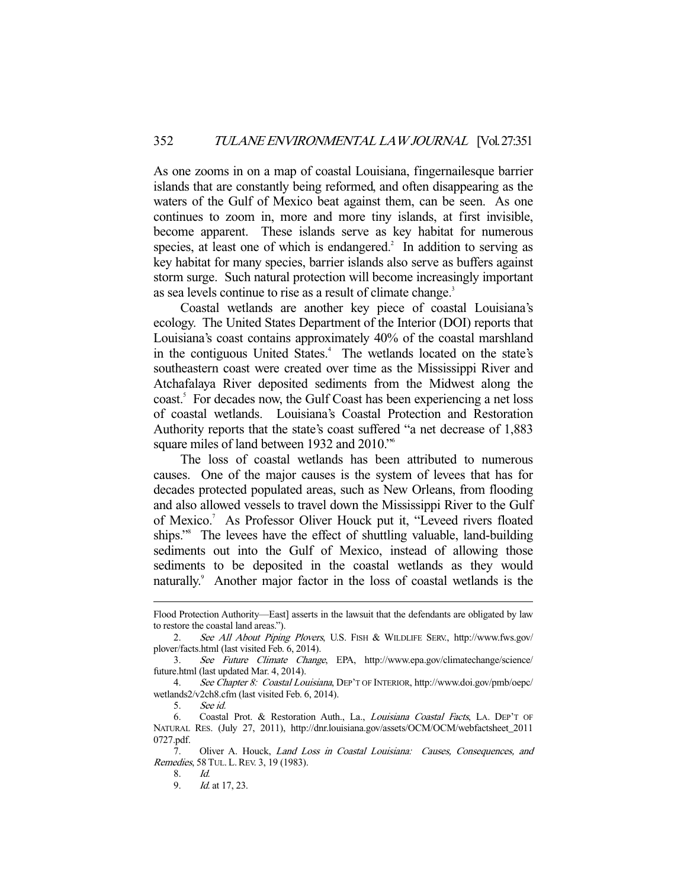As one zooms in on a map of coastal Louisiana, fingernailesque barrier islands that are constantly being reformed, and often disappearing as the waters of the Gulf of Mexico beat against them, can be seen. As one continues to zoom in, more and more tiny islands, at first invisible, become apparent. These islands serve as key habitat for numerous species, at least one of which is endangered.[2] In addition to serving as key habitat for many species, barrier islands also serve as buffers against storm surge. Such natural protection will become increasingly important as sea levels continue to rise as a result of climate change.[3]

Coastal wetlands are another key piece of coastal Louisiana's ecology. The United States Department of the Interior (DOI) reports that Louisiana's coast contains approximately 40% of the coastal marshland in the contiguous United States.[4] The wetlands located on the state's southeastern coast were created over time as the Mississippi River and Atchafalaya River deposited sediments from the Midwest along the coast.[5] For decades now, the Gulf Coast has been experiencing a net loss of coastal wetlands. Louisiana's Coastal Protection and Restoration Authority reports that the state's coast suffered "a net decrease of 1,883 square miles of land between 1932 and 2010."[6]

The loss of coastal wetlands has been attributed to numerous causes. One of the major causes is the system of levees that has for decades protected populated areas, such as New Orleans, from flooding and also allowed vessels to travel down the Mississippi River to the Gulf of Mexico.[7] As Professor Oliver Houck put it, "Leveed rivers floated ships."[8] The levees have the effect of shuttling valuable, land-building sediments out into the Gulf of Mexico, instead of allowing those sediments to be deposited in the coastal wetlands as they would naturally.[9] Another major factor in the loss of coastal wetlands is the

---

Flood Protection Authority—East] asserts in the lawsuit that the defendants are obligated by law to restore the coastal land areas.").

2. *See All About Piping Plovers*, U.S. FISH & WILDLIFE SERV., http://www.fws.gov/plover/facts.html (last visited Feb. 6, 2014).

3. *See Future Climate Change*, EPA, http://www.epa.gov/climatechange/science/future.html (last updated Mar. 4, 2014).

4. *See Chapter 8: Coastal Louisiana*, DEP'T OF INTERIOR, http://www.doi.gov/pmb/oepc/wetlands2/v2ch8.cfm (last visited Feb. 6, 2014).

5. *See id.*

6. Coastal Prot. & Restoration Auth., La., *Louisiana Coastal Facts*, LA. DEP'T OF NATURAL RES. (July 27, 2011), http://dnr.louisiana.gov/assets/OCM/OCM/webfactsheet_20110727.pdf.

7. Oliver A. Houck, *Land Loss in Coastal Louisiana: Causes, Consequences, and Remedies*, 58 TUL. L. REV. 3, 19 (1983).

8. *Id.*

9. *Id.* at 17, 23.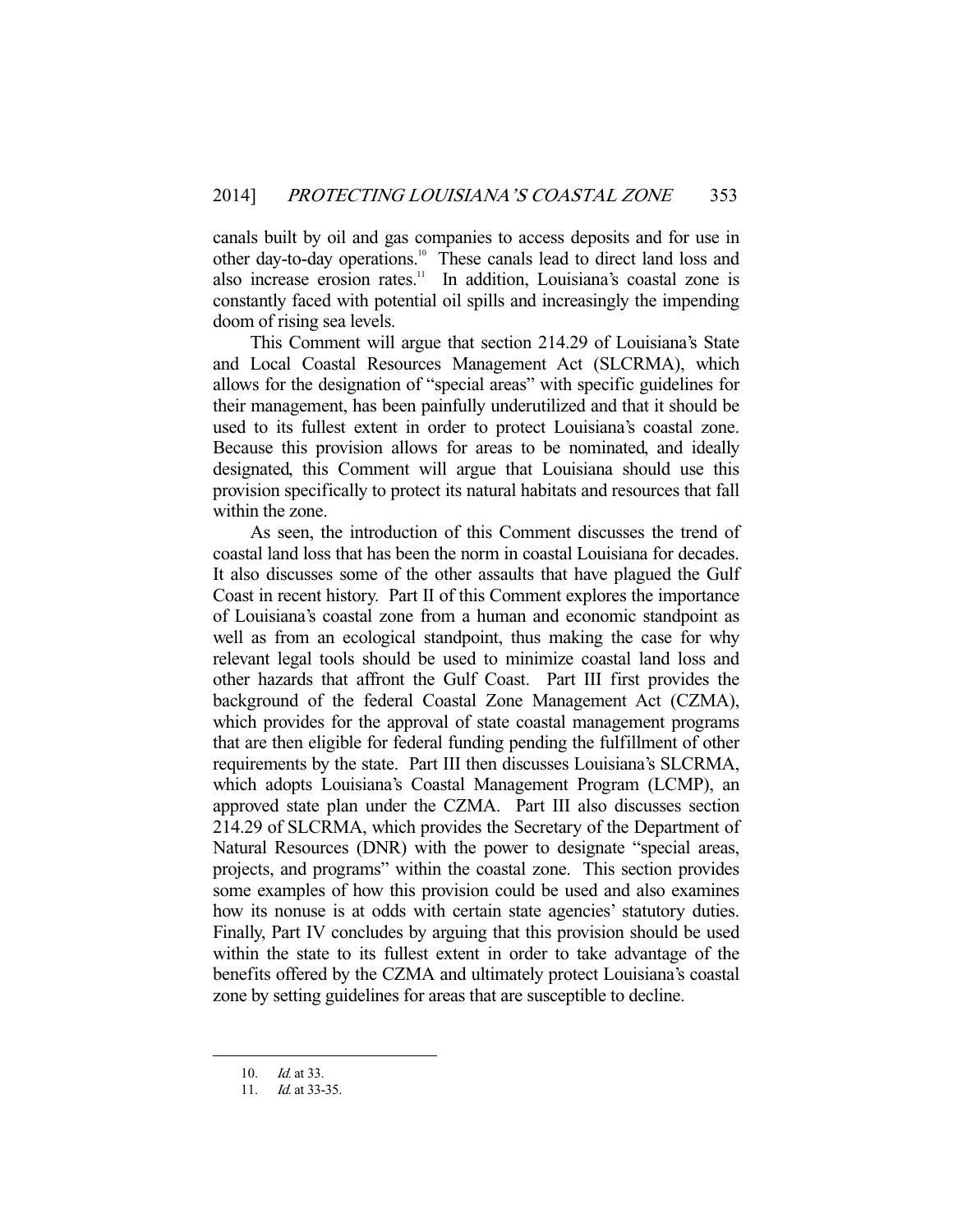canals built by oil and gas companies to access deposits and for use in other day-to-day operations.[10] These canals lead to direct land loss and also increase erosion rates.[11] In addition, Louisiana's coastal zone is constantly faced with potential oil spills and increasingly the impending doom of rising sea levels.

This Comment will argue that section 214.29 of Louisiana's State and Local Coastal Resources Management Act (SLCRMA), which allows for the designation of "special areas" with specific guidelines for their management, has been painfully underutilized and that it should be used to its fullest extent in order to protect Louisiana's coastal zone. Because this provision allows for areas to be nominated, and ideally designated, this Comment will argue that Louisiana should use this provision specifically to protect its natural habitats and resources that fall within the zone.

As seen, the introduction of this Comment discusses the trend of coastal land loss that has been the norm in coastal Louisiana for decades. It also discusses some of the other assaults that have plagued the Gulf Coast in recent history. Part II of this Comment explores the importance of Louisiana's coastal zone from a human and economic standpoint as well as from an ecological standpoint, thus making the case for why relevant legal tools should be used to minimize coastal land loss and other hazards that affront the Gulf Coast. Part III first provides the background of the federal Coastal Zone Management Act (CZMA), which provides for the approval of state coastal management programs that are then eligible for federal funding pending the fulfillment of other requirements by the state. Part III then discusses Louisiana's SLCRMA, which adopts Louisiana's Coastal Management Program (LCMP), an approved state plan under the CZMA. Part III also discusses section 214.29 of SLCRMA, which provides the Secretary of the Department of Natural Resources (DNR) with the power to designate "special areas, projects, and programs" within the coastal zone. This section provides some examples of how this provision could be used and also examines how its nonuse is at odds with certain state agencies' statutory duties. Finally, Part IV concludes by arguing that this provision should be used within the state to its fullest extent in order to take advantage of the benefits offered by the CZMA and ultimately protect Louisiana's coastal zone by setting guidelines for areas that are susceptible to decline.

---

10. *Id.* at 33.
11. *Id.* at 33-35.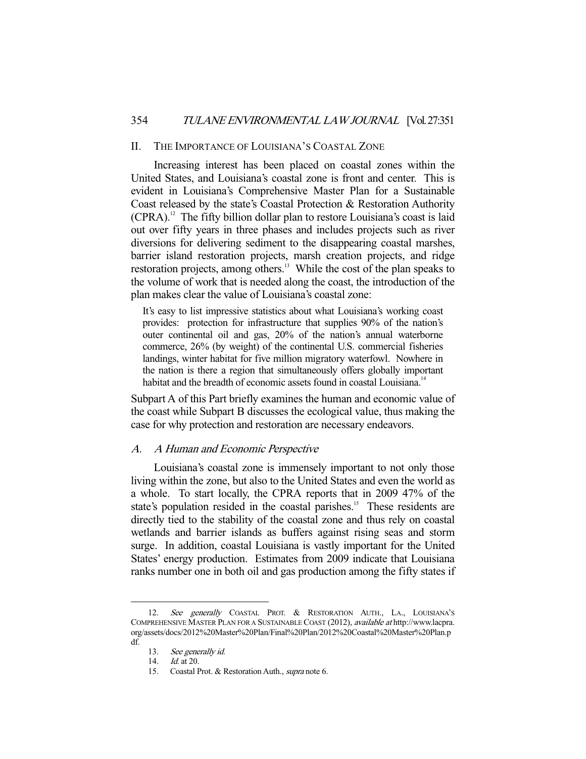## II. THE IMPORTANCE OF LOUISIANA'S COASTAL ZONE

Increasing interest has been placed on coastal zones within the United States, and Louisiana's coastal zone is front and center. This is evident in Louisiana's Comprehensive Master Plan for a Sustainable Coast released by the state's Coastal Protection & Restoration Authority (CPRA).[12] The fifty billion dollar plan to restore Louisiana's coast is laid out over fifty years in three phases and includes projects such as river diversions for delivering sediment to the disappearing coastal marshes, barrier island restoration projects, marsh creation projects, and ridge restoration projects, among others.[13] While the cost of the plan speaks to the volume of work that is needed along the coast, the introduction of the plan makes clear the value of Louisiana's coastal zone:

> It's easy to list impressive statistics about what Louisiana's working coast provides: protection for infrastructure that supplies 90% of the nation's outer continental oil and gas, 20% of the nation's annual waterborne commerce, 26% (by weight) of the continental U.S. commercial fisheries landings, winter habitat for five million migratory waterfowl. Nowhere in the nation is there a region that simultaneously offers globally important habitat and the breadth of economic assets found in coastal Louisiana.[14]

Subpart A of this Part briefly examines the human and economic value of the coast while Subpart B discusses the ecological value, thus making the case for why protection and restoration are necessary endeavors.

### *A. A Human and Economic Perspective*

Louisiana's coastal zone is immensely important to not only those living within the zone, but also to the United States and even the world as a whole. To start locally, the CPRA reports that in 2009 47% of the state's population resided in the coastal parishes.[15] These residents are directly tied to the stability of the coastal zone and thus rely on coastal wetlands and barrier islands as buffers against rising seas and storm surge. In addition, coastal Louisiana is vastly important for the United States' energy production. Estimates from 2009 indicate that Louisiana ranks number one in both oil and gas production among the fifty states if

---

12. *See generally* COASTAL PROT. & RESTORATION AUTH., LA., LOUISIANA'S COMPREHENSIVE MASTER PLAN FOR A SUSTAINABLE COAST (2012), *available at* http://www.lacpra.org/assets/docs/2012%20Master%20Plan/Final%20Plan/2012%20Coastal%20Master%20Plan.pdf.

13. *See generally id.*

14. *Id.* at 20.

15. Coastal Prot. & Restoration Auth., *supra* note 6.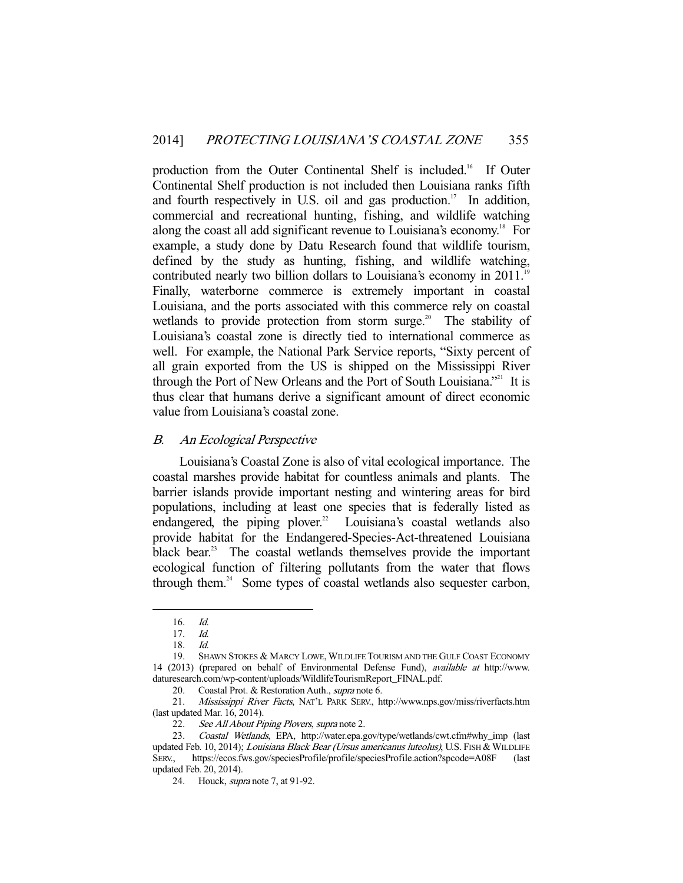production from the Outer Continental Shelf is included.[16] If Outer Continental Shelf production is not included then Louisiana ranks fifth and fourth respectively in U.S. oil and gas production.[17] In addition, commercial and recreational hunting, fishing, and wildlife watching along the coast all add significant revenue to Louisiana's economy.[18] For example, a study done by Datu Research found that wildlife tourism, defined by the study as hunting, fishing, and wildlife watching, contributed nearly two billion dollars to Louisiana's economy in 2011.[19] Finally, waterborne commerce is extremely important in coastal Louisiana, and the ports associated with this commerce rely on coastal wetlands to provide protection from storm surge.[20] The stability of Louisiana's coastal zone is directly tied to international commerce as well. For example, the National Park Service reports, "Sixty percent of all grain exported from the US is shipped on the Mississippi River through the Port of New Orleans and the Port of South Louisiana."[21] It is thus clear that humans derive a significant amount of direct economic value from Louisiana's coastal zone.

### B. *An Ecological Perspective*

Louisiana's Coastal Zone is also of vital ecological importance. The coastal marshes provide habitat for countless animals and plants. The barrier islands provide important nesting and wintering areas for bird populations, including at least one species that is federally listed as endangered, the piping plover.[22] Louisiana's coastal wetlands also provide habitat for the Endangered-Species-Act-threatened Louisiana black bear.[23] The coastal wetlands themselves provide the important ecological function of filtering pollutants from the water that flows through them.[24] Some types of coastal wetlands also sequester carbon,

---

16. *Id.*

17. *Id.*

18. *Id.*

19. SHAWN STOKES & MARCY LOWE, WILDLIFE TOURISM AND THE GULF COAST ECONOMY 14 (2013) (prepared on behalf of Environmental Defense Fund), *available at* http://www.daturesearch.com/wp-content/uploads/WildlifeTourismReport_FINAL.pdf.

20. Coastal Prot. & Restoration Auth., *supra* note 6.

21. *Mississippi River Facts*, NAT'L PARK SERV., http://www.nps.gov/miss/riverfacts.htm (last updated Mar. 16, 2014).

22. *See All About Piping Plovers*, *supra* note 2.

23. *Coastal Wetlands*, EPA, http://water.epa.gov/type/wetlands/cwt.cfm#why_imp (last updated Feb. 10, 2014); *Louisiana Black Bear (Ursus americanus luteolus)*, U.S. FISH & WILDLIFE SERV., https://ecos.fws.gov/speciesProfile/profile/speciesProfile.action?spcode=A08F (last updated Feb. 20, 2014).

24. Houck, *supra* note 7, at 91-92.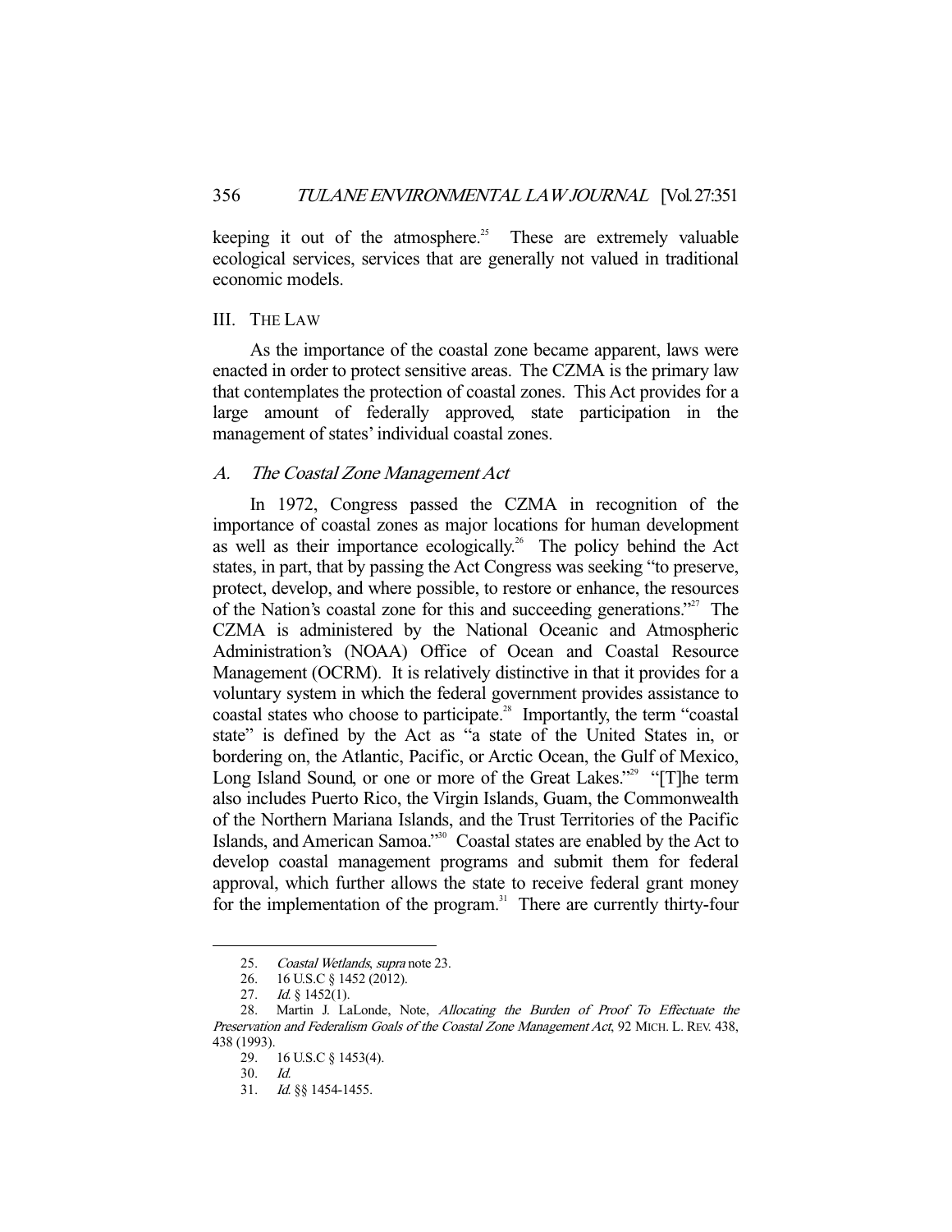keeping it out of the atmosphere.[25] These are extremely valuable ecological services, services that are generally not valued in traditional economic models.

## III. The Law

As the importance of the coastal zone became apparent, laws were enacted in order to protect sensitive areas. The CZMA is the primary law that contemplates the protection of coastal zones. This Act provides for a large amount of federally approved, state participation in the management of states' individual coastal zones.

### A. *The Coastal Zone Management Act*

In 1972, Congress passed the CZMA in recognition of the importance of coastal zones as major locations for human development as well as their importance ecologically.[26] The policy behind the Act states, in part, that by passing the Act Congress was seeking "to preserve, protect, develop, and where possible, to restore or enhance, the resources of the Nation's coastal zone for this and succeeding generations."[27] The CZMA is administered by the National Oceanic and Atmospheric Administration's (NOAA) Office of Ocean and Coastal Resource Management (OCRM). It is relatively distinctive in that it provides for a voluntary system in which the federal government provides assistance to coastal states who choose to participate.[28] Importantly, the term "coastal state" is defined by the Act as "a state of the United States in, or bordering on, the Atlantic, Pacific, or Arctic Ocean, the Gulf of Mexico, Long Island Sound, or one or more of the Great Lakes."[29] "[T]he term also includes Puerto Rico, the Virgin Islands, Guam, the Commonwealth of the Northern Mariana Islands, and the Trust Territories of the Pacific Islands, and American Samoa."[30] Coastal states are enabled by the Act to develop coastal management programs and submit them for federal approval, which further allows the state to receive federal grant money for the implementation of the program.[31] There are currently thirty-four

---

25. *Coastal Wetlands*, *supra* note 23.
26. 16 U.S.C § 1452 (2012).
27. *Id.* § 1452(1).
28. Martin J. LaLonde, Note, *Allocating the Burden of Proof To Effectuate the Preservation and Federalism Goals of the Coastal Zone Management Act*, 92 MICH. L. REV. 438, 438 (1993).
29. 16 U.S.C § 1453(4).
30. *Id.*
31. *Id.* §§ 1454-1455.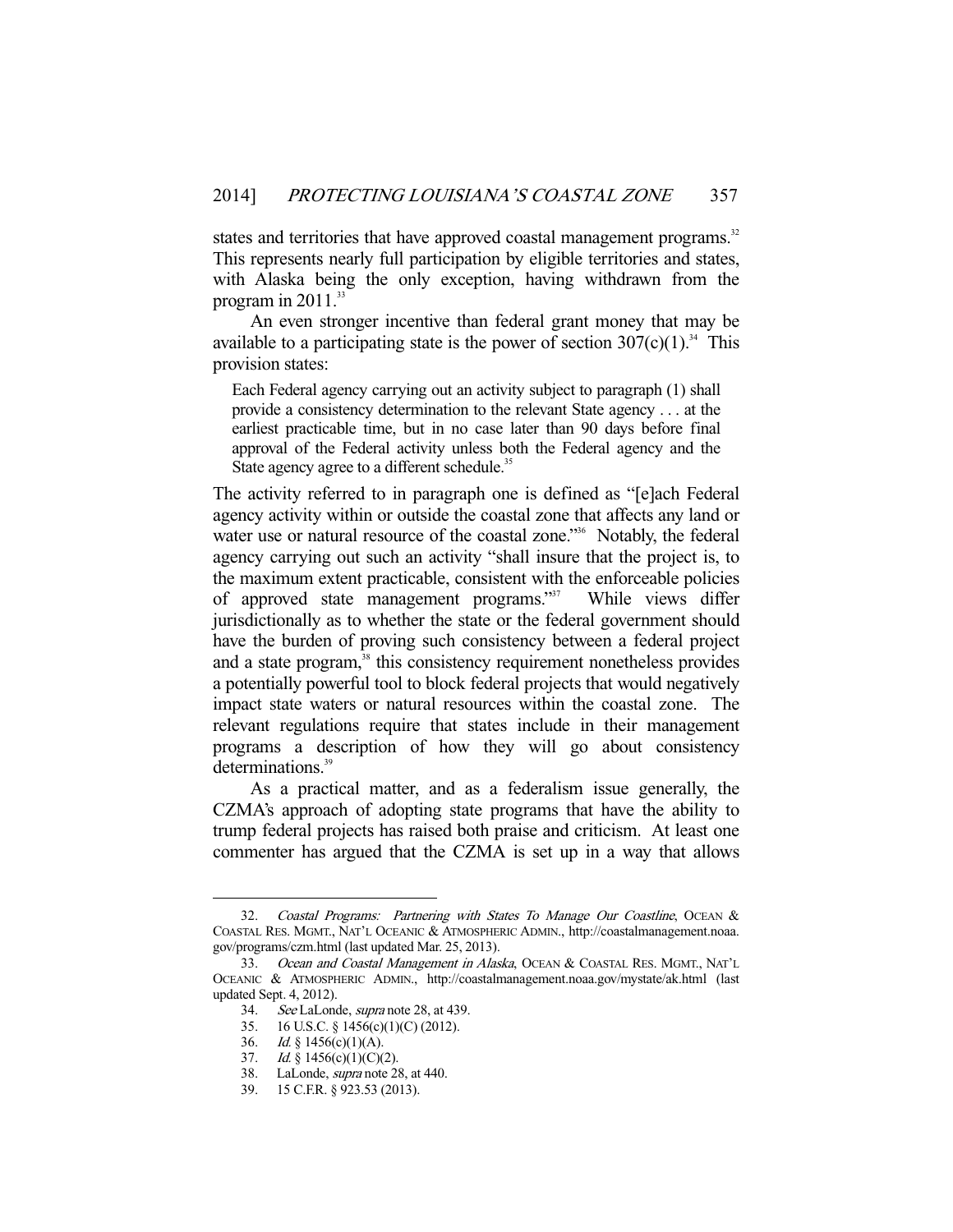states and territories that have approved coastal management programs.[32] This represents nearly full participation by eligible territories and states, with Alaska being the only exception, having withdrawn from the program in 2011.[33]

An even stronger incentive than federal grant money that may be available to a participating state is the power of section 307(c)(1).[34] This provision states:

> Each Federal agency carrying out an activity subject to paragraph (1) shall provide a consistency determination to the relevant State agency . . . at the earliest practicable time, but in no case later than 90 days before final approval of the Federal activity unless both the Federal agency and the State agency agree to a different schedule.[35]

The activity referred to in paragraph one is defined as "[e]ach Federal agency activity within or outside the coastal zone that affects any land or water use or natural resource of the coastal zone."[36] Notably, the federal agency carrying out such an activity "shall insure that the project is, to the maximum extent practicable, consistent with the enforceable policies of approved state management programs."[37] While views differ jurisdictionally as to whether the state or the federal government should have the burden of proving such consistency between a federal project and a state program,[38] this consistency requirement nonetheless provides a potentially powerful tool to block federal projects that would negatively impact state waters or natural resources within the coastal zone. The relevant regulations require that states include in their management programs a description of how they will go about consistency determinations.[39]

As a practical matter, and as a federalism issue generally, the CZMA's approach of adopting state programs that have the ability to trump federal projects has raised both praise and criticism. At least one commenter has argued that the CZMA is set up in a way that allows

---

32. *Coastal Programs: Partnering with States To Manage Our Coastline*, OCEAN & COASTAL RES. MGMT., NAT'L OCEANIC & ATMOSPHERIC ADMIN., http://coastalmanagement.noaa.gov/programs/czm.html (last updated Mar. 25, 2013).

33. *Ocean and Coastal Management in Alaska*, OCEAN & COASTAL RES. MGMT., NAT'L OCEANIC & ATMOSPHERIC ADMIN., http://coastalmanagement.noaa.gov/mystate/ak.html (last updated Sept. 4, 2012).

34. *See* LaLonde, *supra* note 28, at 439.

35. 16 U.S.C. § 1456(c)(1)(C) (2012).

36. *Id.* § 1456(c)(1)(A).

37. *Id.* § 1456(c)(1)(C)(2).

38. LaLonde, *supra* note 28, at 440.

39. 15 C.F.R. § 923.53 (2013).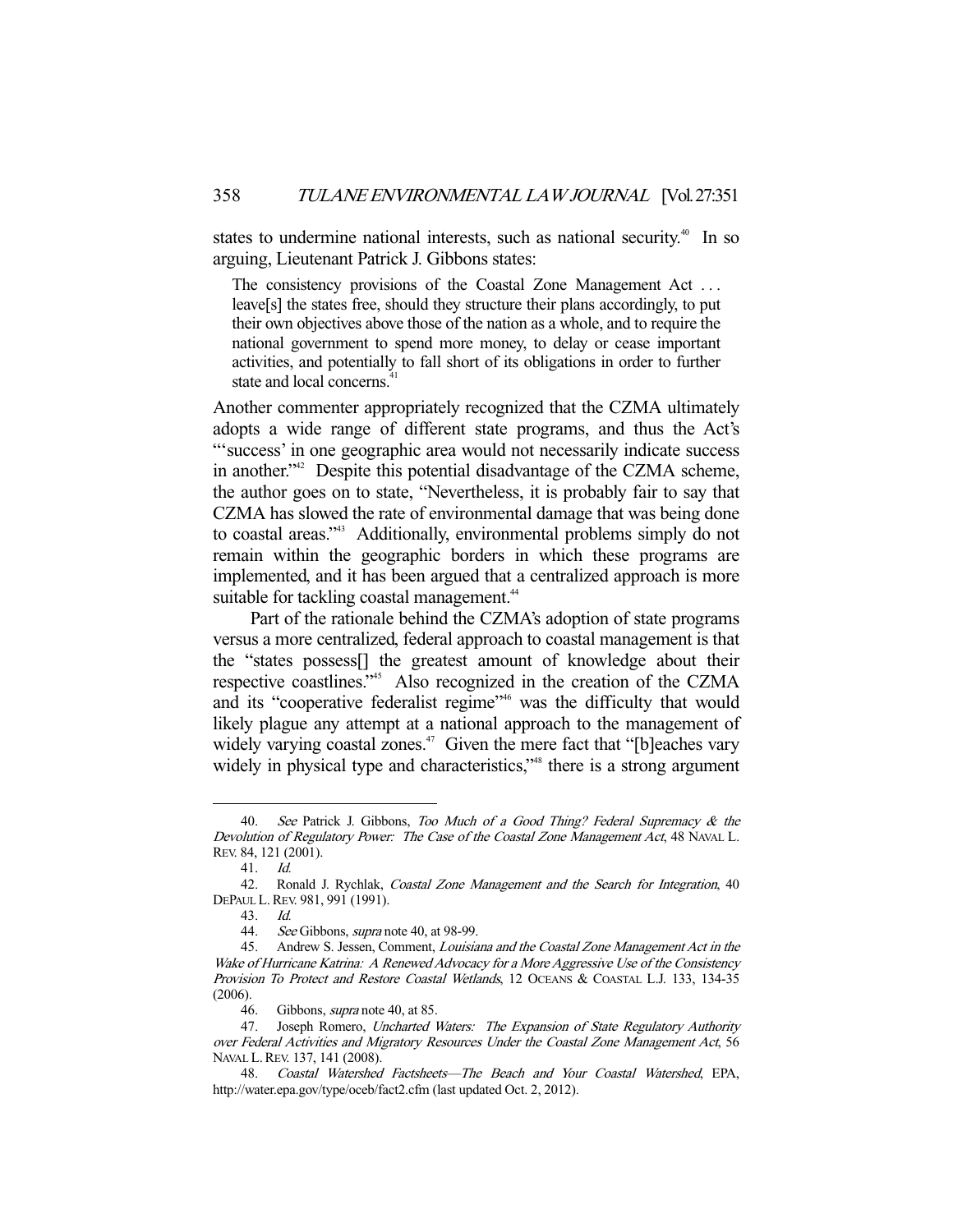states to undermine national interests, such as national security.[40] In so arguing, Lieutenant Patrick J. Gibbons states:

> The consistency provisions of the Coastal Zone Management Act . . . leave[s] the states free, should they structure their plans accordingly, to put their own objectives above those of the nation as a whole, and to require the national government to spend more money, to delay or cease important activities, and potentially to fall short of its obligations in order to further state and local concerns.[41]

Another commenter appropriately recognized that the CZMA ultimately adopts a wide range of different state programs, and thus the Act's "'success' in one geographic area would not necessarily indicate success in another."[42] Despite this potential disadvantage of the CZMA scheme, the author goes on to state, "Nevertheless, it is probably fair to say that CZMA has slowed the rate of environmental damage that was being done to coastal areas."[43] Additionally, environmental problems simply do not remain within the geographic borders in which these programs are implemented, and it has been argued that a centralized approach is more suitable for tackling coastal management.[44]

Part of the rationale behind the CZMA's adoption of state programs versus a more centralized, federal approach to coastal management is that the "states possess[] the greatest amount of knowledge about their respective coastlines."[45] Also recognized in the creation of the CZMA and its "cooperative federalist regime"[46] was the difficulty that would likely plague any attempt at a national approach to the management of widely varying coastal zones.[47] Given the mere fact that "[b]eaches vary widely in physical type and characteristics,"[48] there is a strong argument

---

40. *See* Patrick J. Gibbons, *Too Much of a Good Thing? Federal Supremacy & the Devolution of Regulatory Power: The Case of the Coastal Zone Management Act*, 48 NAVAL L. REV. 84, 121 (2001).

41. *Id.*

42. Ronald J. Rychlak, *Coastal Zone Management and the Search for Integration*, 40 DEPAUL L. REV. 981, 991 (1991).

43. *Id.*

44. *See* Gibbons, *supra* note 40, at 98-99.

45. Andrew S. Jessen, Comment, *Louisiana and the Coastal Zone Management Act in the Wake of Hurricane Katrina: A Renewed Advocacy for a More Aggressive Use of the Consistency Provision To Protect and Restore Coastal Wetlands*, 12 OCEANS & COASTAL L.J. 133, 134-35 (2006).

46. Gibbons, *supra* note 40, at 85.

47. Joseph Romero, *Uncharted Waters: The Expansion of State Regulatory Authority over Federal Activities and Migratory Resources Under the Coastal Zone Management Act*, 56 NAVAL L. REV. 137, 141 (2008).

48. *Coastal Watershed Factsheets—The Beach and Your Coastal Watershed*, EPA, http://water.epa.gov/type/oceb/fact2.cfm (last updated Oct. 2, 2012).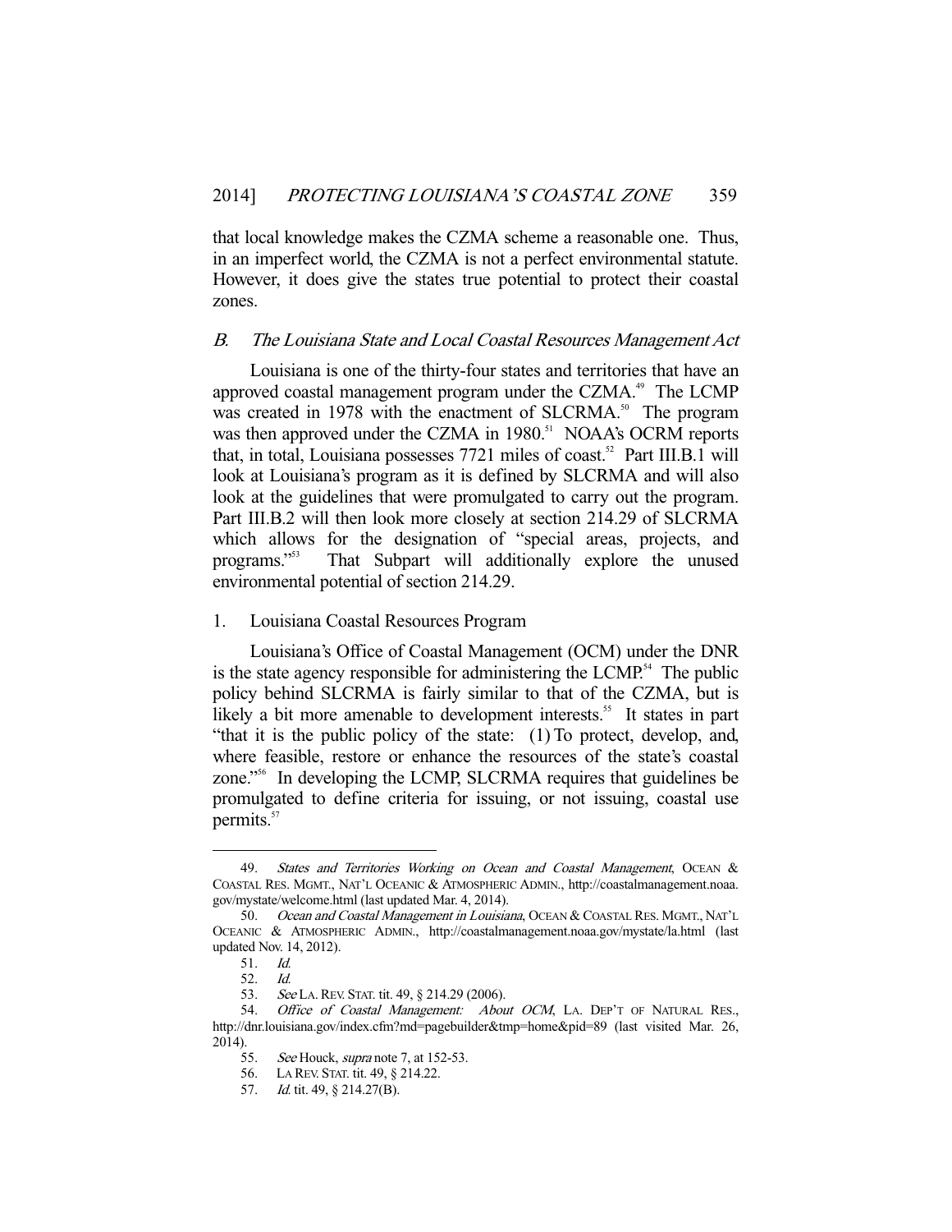that local knowledge makes the CZMA scheme a reasonable one. Thus, in an imperfect world, the CZMA is not a perfect environmental statute. However, it does give the states true potential to protect their coastal zones.

### B. *The Louisiana State and Local Coastal Resources Management Act*

Louisiana is one of the thirty-four states and territories that have an approved coastal management program under the CZMA.[49] The LCMP was created in 1978 with the enactment of SLCRMA.[50] The program was then approved under the CZMA in 1980.[51] NOAA's OCRM reports that, in total, Louisiana possesses 7721 miles of coast.[52] Part III.B.1 will look at Louisiana's program as it is defined by SLCRMA and will also look at the guidelines that were promulgated to carry out the program. Part III.B.2 will then look more closely at section 214.29 of SLCRMA which allows for the designation of "special areas, projects, and programs."[53] That Subpart will additionally explore the unused environmental potential of section 214.29.

#### 1. Louisiana Coastal Resources Program

Louisiana's Office of Coastal Management (OCM) under the DNR is the state agency responsible for administering the LCMP.[54] The public policy behind SLCRMA is fairly similar to that of the CZMA, but is likely a bit more amenable to development interests.[55] It states in part "that it is the public policy of the state: (1) To protect, develop, and, where feasible, restore or enhance the resources of the state's coastal zone."[56] In developing the LCMP, SLCRMA requires that guidelines be promulgated to define criteria for issuing, or not issuing, coastal use permits.[57]

---

49. *States and Territories Working on Ocean and Coastal Management*, OCEAN & COASTAL RES. MGMT., NAT'L OCEANIC & ATMOSPHERIC ADMIN., http://coastalmanagement.noaa.gov/mystate/welcome.html (last updated Mar. 4, 2014).

50. *Ocean and Coastal Management in Louisiana*, OCEAN & COASTAL RES. MGMT., NAT'L OCEANIC & ATMOSPHERIC ADMIN., http://coastalmanagement.noaa.gov/mystate/la.html (last updated Nov. 14, 2012).

51. *Id.*

52. *Id.*

53. *See* LA. REV. STAT. tit. 49, § 214.29 (2006).

54. *Office of Coastal Management: About OCM*, LA. DEP'T OF NATURAL RES., http://dnr.louisiana.gov/index.cfm?md=pagebuilder&tmp=home&pid=89 (last visited Mar. 26, 2014).

55. *See* Houck, *supra* note 7, at 152-53.

56. LA REV. STAT. tit. 49, § 214.22.

57. *Id.* tit. 49, § 214.27(B).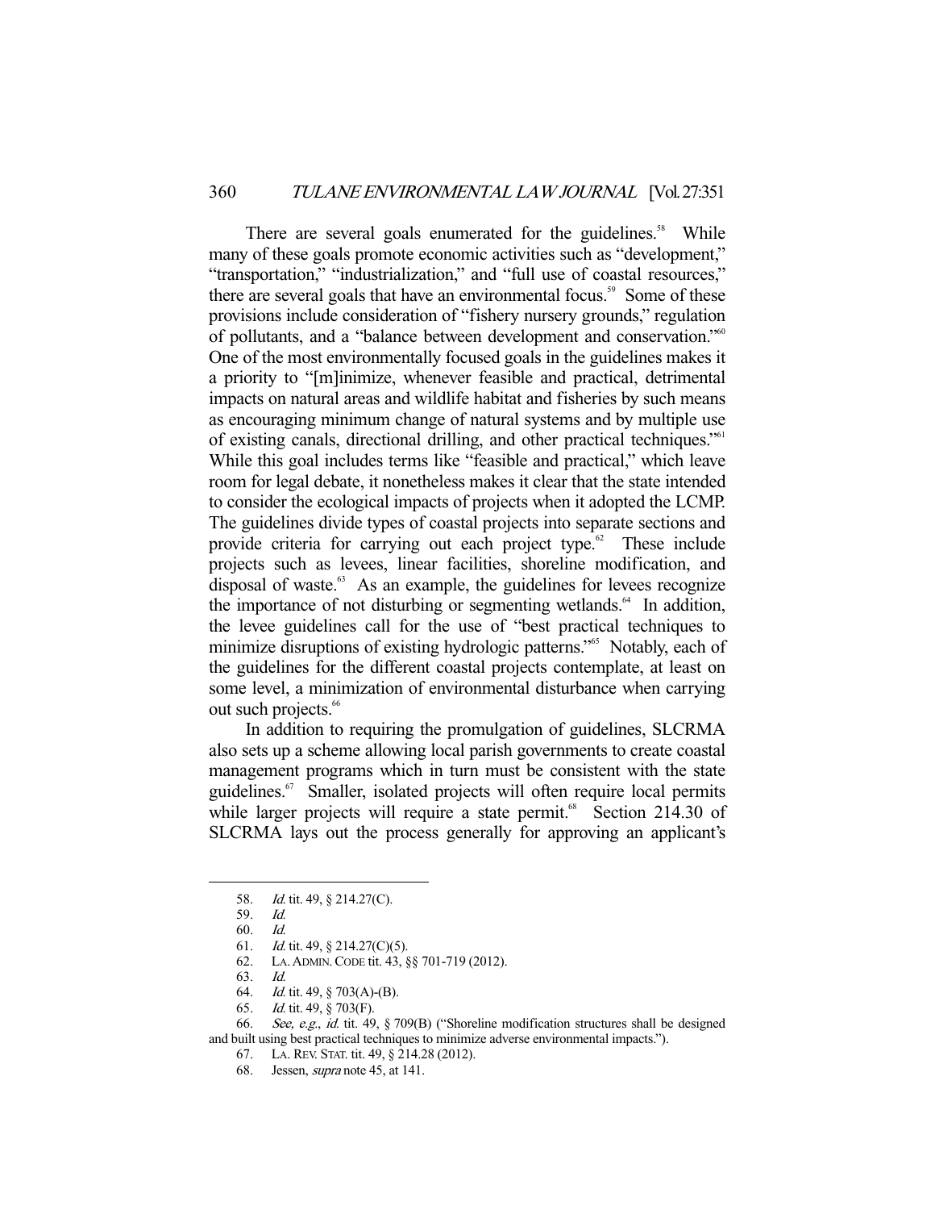There are several goals enumerated for the guidelines.[58] While many of these goals promote economic activities such as "development," "transportation," "industrialization," and "full use of coastal resources," there are several goals that have an environmental focus.[59] Some of these provisions include consideration of "fishery nursery grounds," regulation of pollutants, and a "balance between development and conservation."[60] One of the most environmentally focused goals in the guidelines makes it a priority to "[m]inimize, whenever feasible and practical, detrimental impacts on natural areas and wildlife habitat and fisheries by such means as encouraging minimum change of natural systems and by multiple use of existing canals, directional drilling, and other practical techniques."[61] While this goal includes terms like "feasible and practical," which leave room for legal debate, it nonetheless makes it clear that the state intended to consider the ecological impacts of projects when it adopted the LCMP. The guidelines divide types of coastal projects into separate sections and provide criteria for carrying out each project type.[62] These include projects such as levees, linear facilities, shoreline modification, and disposal of waste.[63] As an example, the guidelines for levees recognize the importance of not disturbing or segmenting wetlands.[64] In addition, the levee guidelines call for the use of "best practical techniques to minimize disruptions of existing hydrologic patterns."[65] Notably, each of the guidelines for the different coastal projects contemplate, at least on some level, a minimization of environmental disturbance when carrying out such projects.[66]

In addition to requiring the promulgation of guidelines, SLCRMA also sets up a scheme allowing local parish governments to create coastal management programs which in turn must be consistent with the state guidelines.[67] Smaller, isolated projects will often require local permits while larger projects will require a state permit.[68] Section 214.30 of SLCRMA lays out the process generally for approving an applicant's

---

58. *Id.* tit. 49, § 214.27(C).

59. *Id.*

60. *Id.*

61. *Id.* tit. 49, § 214.27(C)(5).

62. LA. ADMIN. CODE tit. 43, §§ 701-719 (2012).

63. *Id.*

64. *Id.* tit. 49, § 703(A)-(B).

65. *Id.* tit. 49, § 703(F).

66. *See, e.g.*, *id.* tit. 49, § 709(B) ("Shoreline modification structures shall be designed and built using best practical techniques to minimize adverse environmental impacts.").

67. LA. REV. STAT. tit. 49, § 214.28 (2012).

68. Jessen, *supra* note 45, at 141.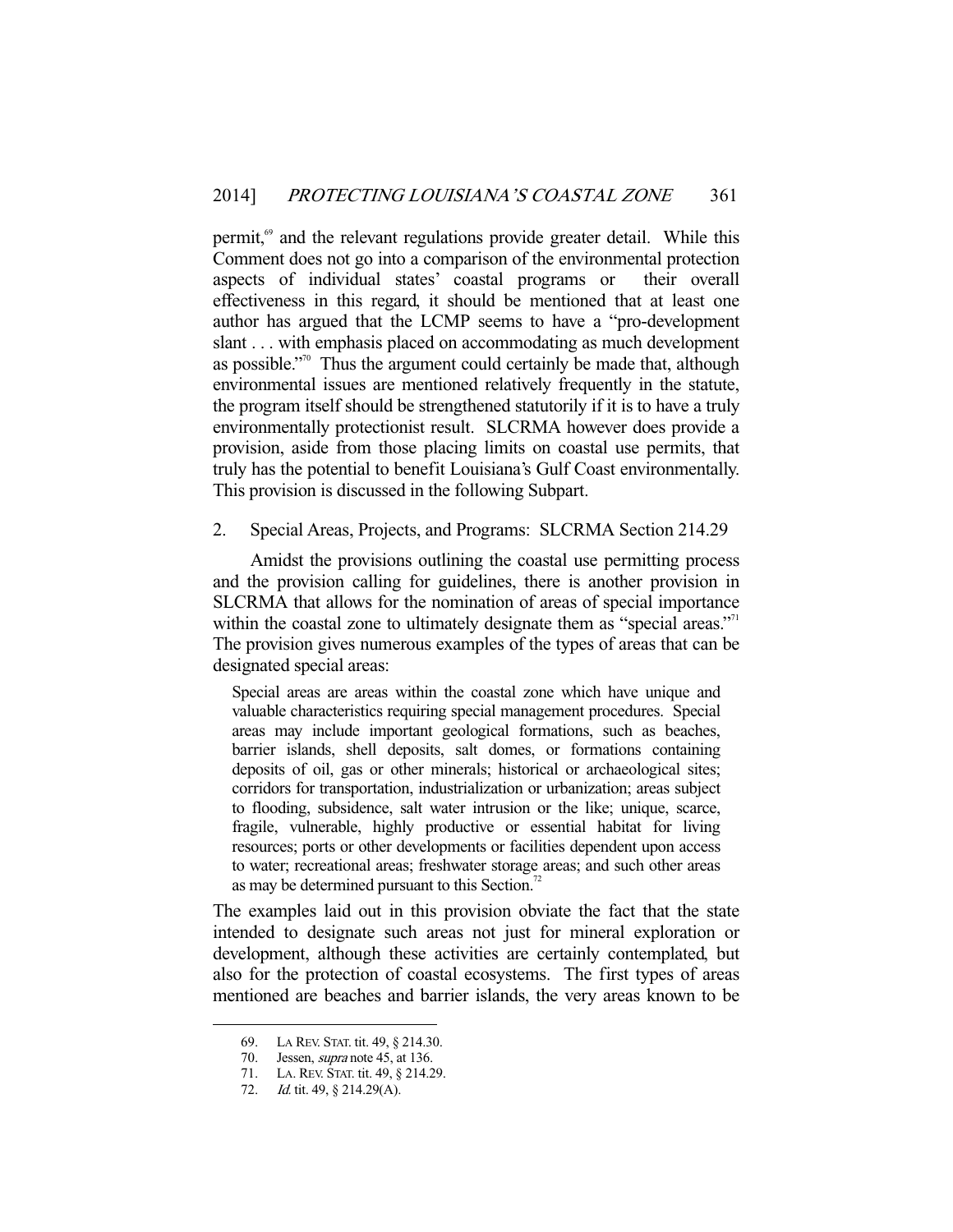permit,[69] and the relevant regulations provide greater detail. While this Comment does not go into a comparison of the environmental protection aspects of individual states' coastal programs or their overall effectiveness in this regard, it should be mentioned that at least one author has argued that the LCMP seems to have a "pro-development slant . . . with emphasis placed on accommodating as much development as possible."[70] Thus the argument could certainly be made that, although environmental issues are mentioned relatively frequently in the statute, the program itself should be strengthened statutorily if it is to have a truly environmentally protectionist result. SLCRMA however does provide a provision, aside from those placing limits on coastal use permits, that truly has the potential to benefit Louisiana's Gulf Coast environmentally. This provision is discussed in the following Subpart.

### 2. Special Areas, Projects, and Programs: SLCRMA Section 214.29

Amidst the provisions outlining the coastal use permitting process and the provision calling for guidelines, there is another provision in SLCRMA that allows for the nomination of areas of special importance within the coastal zone to ultimately designate them as "special areas."[71] The provision gives numerous examples of the types of areas that can be designated special areas:

> Special areas are areas within the coastal zone which have unique and valuable characteristics requiring special management procedures. Special areas may include important geological formations, such as beaches, barrier islands, shell deposits, salt domes, or formations containing deposits of oil, gas or other minerals; historical or archaeological sites; corridors for transportation, industrialization or urbanization; areas subject to flooding, subsidence, salt water intrusion or the like; unique, scarce, fragile, vulnerable, highly productive or essential habitat for living resources; ports or other developments or facilities dependent upon access to water; recreational areas; freshwater storage areas; and such other areas as may be determined pursuant to this Section.[72]

The examples laid out in this provision obviate the fact that the state intended to designate such areas not just for mineral exploration or development, although these activities are certainly contemplated, but also for the protection of coastal ecosystems. The first types of areas mentioned are beaches and barrier islands, the very areas known to be

---

69. LA REV. STAT. tit. 49, § 214.30.

70. Jessen, *supra* note 45, at 136.

71. LA. REV. STAT. tit. 49, § 214.29.

72. *Id.* tit. 49, § 214.29(A).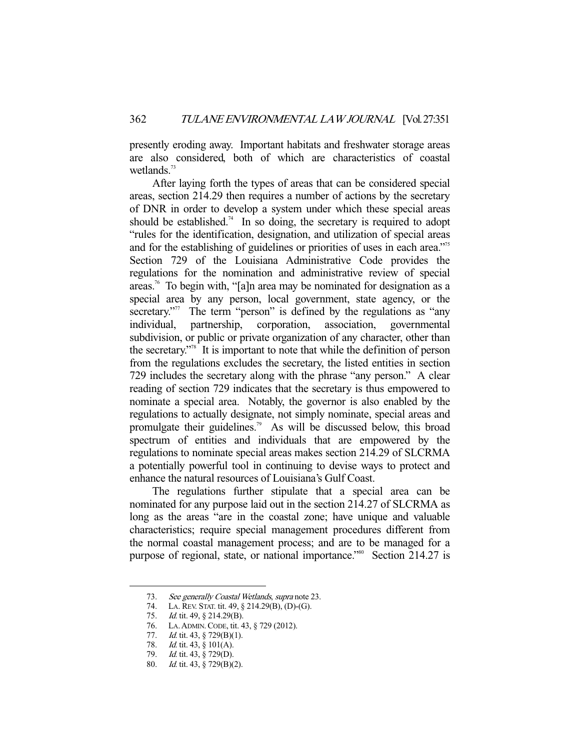presently eroding away. Important habitats and freshwater storage areas are also considered, both of which are characteristics of coastal wetlands.[73]

After laying forth the types of areas that can be considered special areas, section 214.29 then requires a number of actions by the secretary of DNR in order to develop a system under which these special areas should be established.[74] In so doing, the secretary is required to adopt "rules for the identification, designation, and utilization of special areas and for the establishing of guidelines or priorities of uses in each area."[75] Section 729 of the Louisiana Administrative Code provides the regulations for the nomination and administrative review of special areas.[76] To begin with, "[a]n area may be nominated for designation as a special area by any person, local government, state agency, or the secretary."[77] The term "person" is defined by the regulations as "any individual, partnership, corporation, association, governmental subdivision, or public or private organization of any character, other than the secretary."[78] It is important to note that while the definition of person from the regulations excludes the secretary, the listed entities in section 729 includes the secretary along with the phrase "any person." A clear reading of section 729 indicates that the secretary is thus empowered to nominate a special area. Notably, the governor is also enabled by the regulations to actually designate, not simply nominate, special areas and promulgate their guidelines.[79] As will be discussed below, this broad spectrum of entities and individuals that are empowered by the regulations to nominate special areas makes section 214.29 of SLCRMA a potentially powerful tool in continuing to devise ways to protect and enhance the natural resources of Louisiana's Gulf Coast.

The regulations further stipulate that a special area can be nominated for any purpose laid out in the section 214.27 of SLCRMA as long as the areas "are in the coastal zone; have unique and valuable characteristics; require special management procedures different from the normal coastal management process; and are to be managed for a purpose of regional, state, or national importance."[80] Section 214.27 is

---

73. *See generally Coastal Wetlands*, *supra* note 23.
74. LA. REV. STAT. tit. 49, § 214.29(B), (D)-(G).
75. *Id.* tit. 49, § 214.29(B).
76. LA. ADMIN. CODE, tit. 43, § 729 (2012).
77. *Id.* tit. 43, § 729(B)(1).
78. *Id.* tit. 43, § 101(A).
79. *Id.* tit. 43, § 729(D).
80. *Id.* tit. 43, § 729(B)(2).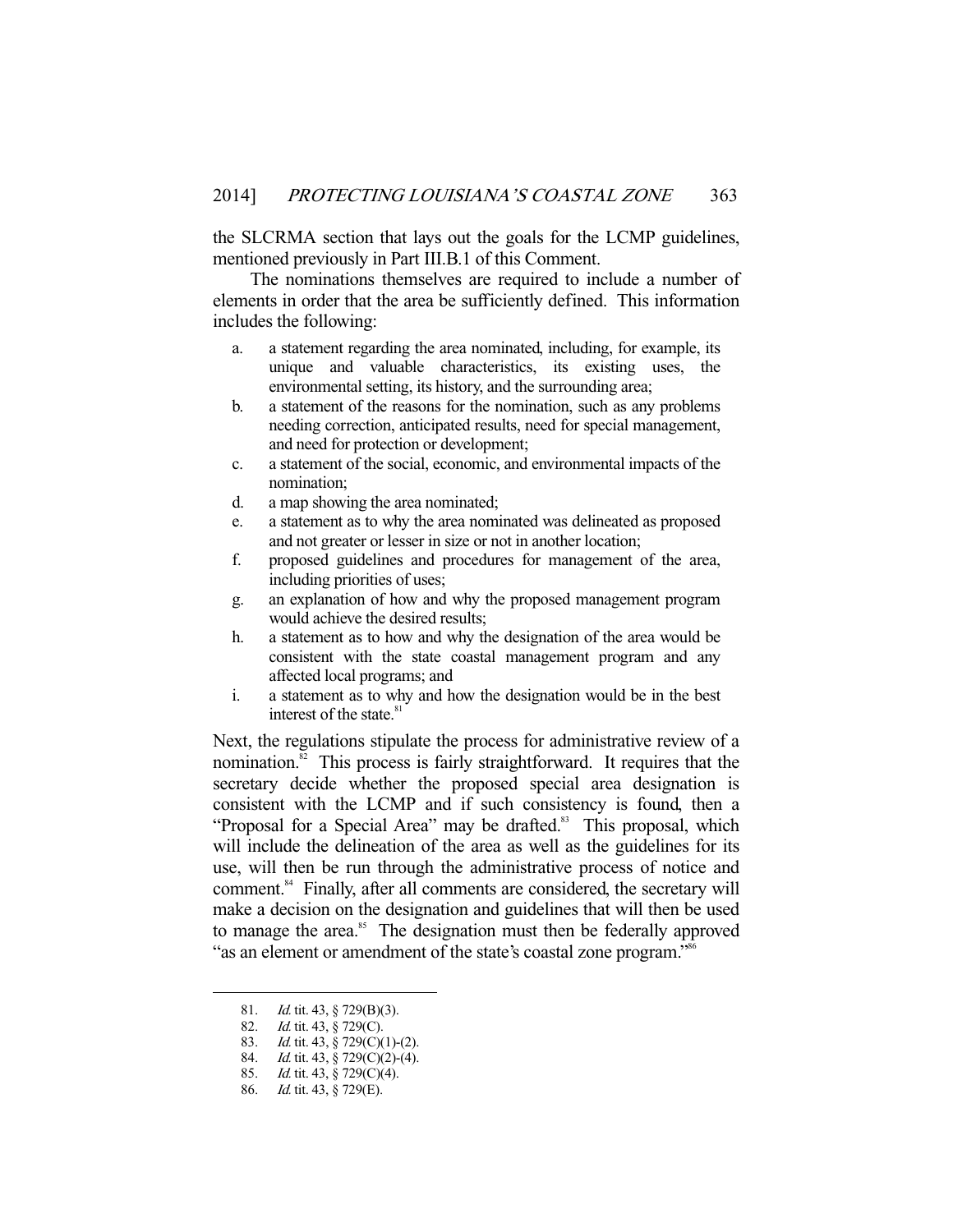the SLCRMA section that lays out the goals for the LCMP guidelines, mentioned previously in Part III.B.1 of this Comment.

The nominations themselves are required to include a number of elements in order that the area be sufficiently defined. This information includes the following:

a. a statement regarding the area nominated, including, for example, its unique and valuable characteristics, its existing uses, the environmental setting, its history, and the surrounding area;
b. a statement of the reasons for the nomination, such as any problems needing correction, anticipated results, need for special management, and need for protection or development;
c. a statement of the social, economic, and environmental impacts of the nomination;
d. a map showing the area nominated;
e. a statement as to why the area nominated was delineated as proposed and not greater or lesser in size or not in another location;
f. proposed guidelines and procedures for management of the area, including priorities of uses;
g. an explanation of how and why the proposed management program would achieve the desired results;
h. a statement as to how and why the designation of the area would be consistent with the state coastal management program and any affected local programs; and
i. a statement as to why and how the designation would be in the best interest of the state.[81]

Next, the regulations stipulate the process for administrative review of a nomination.[82] This process is fairly straightforward. It requires that the secretary decide whether the proposed special area designation is consistent with the LCMP and if such consistency is found, then a "Proposal for a Special Area" may be drafted.[83] This proposal, which will include the delineation of the area as well as the guidelines for its use, will then be run through the administrative process of notice and comment.[84] Finally, after all comments are considered, the secretary will make a decision on the designation and guidelines that will then be used to manage the area.[85] The designation must then be federally approved "as an element or amendment of the state's coastal zone program."[86]

---

81. *Id.* tit. 43, § 729(B)(3).
82. *Id.* tit. 43, § 729(C).
83. *Id.* tit. 43, § 729(C)(1)-(2).
84. *Id.* tit. 43, § 729(C)(2)-(4).
85. *Id.* tit. 43, § 729(C)(4).
86. *Id.* tit. 43, § 729(E).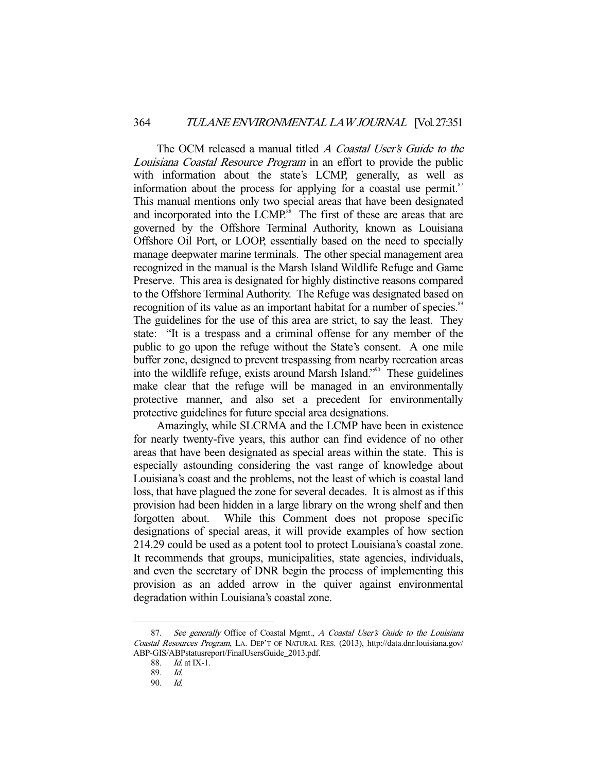The OCM released a manual titled *A Coastal User's Guide to the Louisiana Coastal Resource Program* in an effort to provide the public with information about the state's LCMP, generally, as well as information about the process for applying for a coastal use permit.[87] This manual mentions only two special areas that have been designated and incorporated into the LCMP.[88] The first of these are areas that are governed by the Offshore Terminal Authority, known as Louisiana Offshore Oil Port, or LOOP, essentially based on the need to specially manage deepwater marine terminals. The other special management area recognized in the manual is the Marsh Island Wildlife Refuge and Game Preserve. This area is designated for highly distinctive reasons compared to the Offshore Terminal Authority. The Refuge was designated based on recognition of its value as an important habitat for a number of species.[89] The guidelines for the use of this area are strict, to say the least. They state: "It is a trespass and a criminal offense for any member of the public to go upon the refuge without the State's consent. A one mile buffer zone, designed to prevent trespassing from nearby recreation areas into the wildlife refuge, exists around Marsh Island."[90] These guidelines make clear that the refuge will be managed in an environmentally protective manner, and also set a precedent for environmentally protective guidelines for future special area designations.

Amazingly, while SLCRMA and the LCMP have been in existence for nearly twenty-five years, this author can find evidence of no other areas that have been designated as special areas within the state. This is especially astounding considering the vast range of knowledge about Louisiana's coast and the problems, not the least of which is coastal land loss, that have plagued the zone for several decades. It is almost as if this provision had been hidden in a large library on the wrong shelf and then forgotten about. While this Comment does not propose specific designations of special areas, it will provide examples of how section 214.29 could be used as a potent tool to protect Louisiana's coastal zone. It recommends that groups, municipalities, state agencies, individuals, and even the secretary of DNR begin the process of implementing this provision as an added arrow in the quiver against environmental degradation within Louisiana's coastal zone.

---

87. *See generally* Office of Coastal Mgmt., *A Coastal User's Guide to the Louisiana Coastal Resources Program*, LA. DEP'T OF NATURAL RES. (2013), http://data.dnr.louisiana.gov/ABP-GIS/ABPstatusreport/FinalUsersGuide_2013.pdf.

88. *Id.* at IX-1.

89. *Id.*

90. *Id.*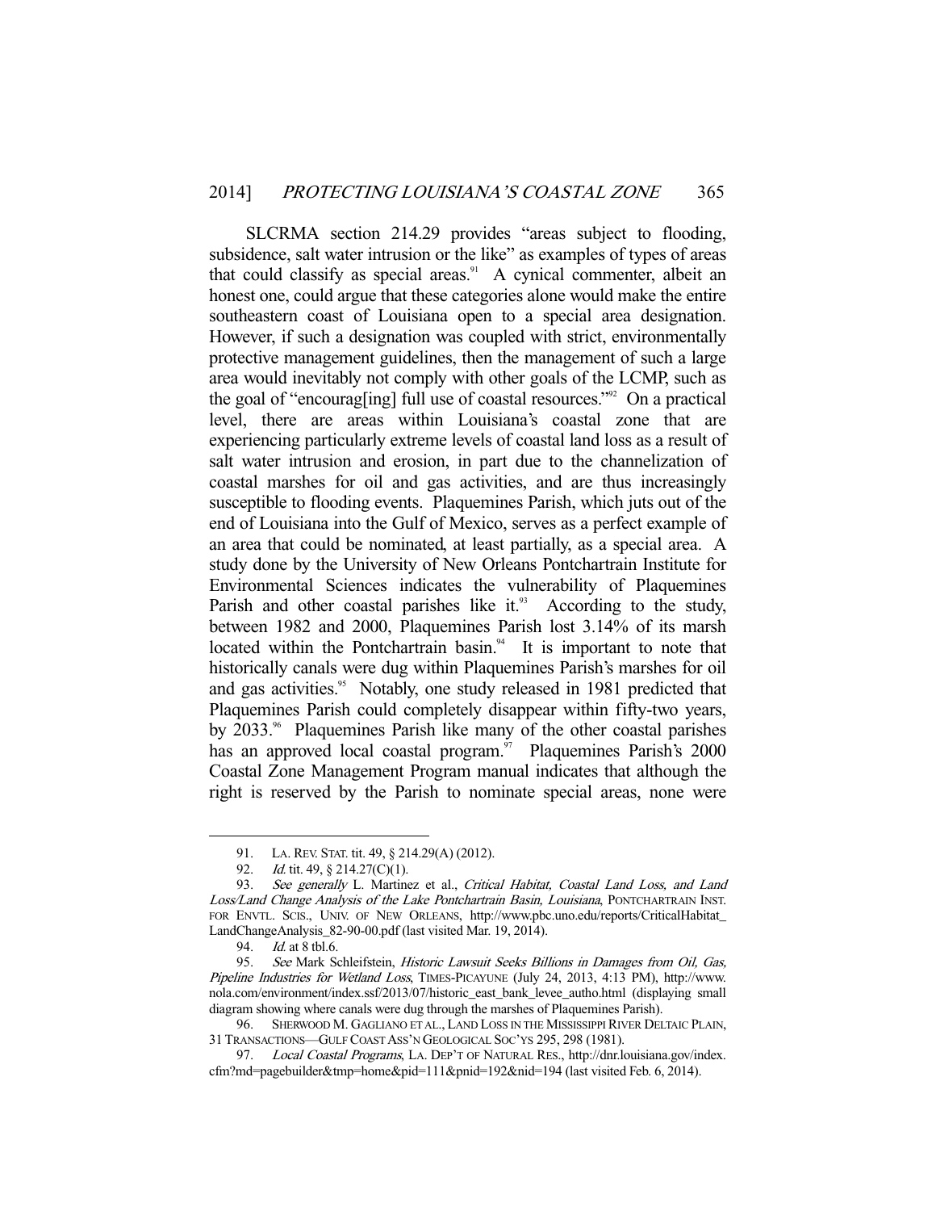SLCRMA section 214.29 provides "areas subject to flooding, subsidence, salt water intrusion or the like" as examples of types of areas that could classify as special areas.[91] A cynical commenter, albeit an honest one, could argue that these categories alone would make the entire southeastern coast of Louisiana open to a special area designation. However, if such a designation was coupled with strict, environmentally protective management guidelines, then the management of such a large area would inevitably not comply with other goals of the LCMP, such as the goal of "encourag[ing] full use of coastal resources."[92] On a practical level, there are areas within Louisiana's coastal zone that are experiencing particularly extreme levels of coastal land loss as a result of salt water intrusion and erosion, in part due to the channelization of coastal marshes for oil and gas activities, and are thus increasingly susceptible to flooding events. Plaquemines Parish, which juts out of the end of Louisiana into the Gulf of Mexico, serves as a perfect example of an area that could be nominated, at least partially, as a special area. A study done by the University of New Orleans Pontchartrain Institute for Environmental Sciences indicates the vulnerability of Plaquemines Parish and other coastal parishes like it.[93] According to the study, between 1982 and 2000, Plaquemines Parish lost 3.14% of its marsh located within the Pontchartrain basin.[94] It is important to note that historically canals were dug within Plaquemines Parish's marshes for oil and gas activities.[95] Notably, one study released in 1981 predicted that Plaquemines Parish could completely disappear within fifty-two years, by 2033.[96] Plaquemines Parish like many of the other coastal parishes has an approved local coastal program.[97] Plaquemines Parish's 2000 Coastal Zone Management Program manual indicates that although the right is reserved by the Parish to nominate special areas, none were

---

91. LA. REV. STAT. tit. 49, § 214.29(A) (2012).

92. *Id.* tit. 49, § 214.27(C)(1).

93. *See generally* L. Martinez et al., *Critical Habitat, Coastal Land Loss, and Land Loss/Land Change Analysis of the Lake Pontchartrain Basin, Louisiana*, PONTCHARTRAIN INST. FOR ENVTL. SCIS., UNIV. OF NEW ORLEANS, http://www.pbc.uno.edu/reports/CriticalHabitat_LandChangeAnalysis_82-90-00.pdf (last visited Mar. 19, 2014).

94. *Id.* at 8 tbl.6.

95. *See* Mark Schleifstein, *Historic Lawsuit Seeks Billions in Damages from Oil, Gas, Pipeline Industries for Wetland Loss*, TIMES-PICAYUNE (July 24, 2013, 4:13 PM), http://www.nola.com/environment/index.ssf/2013/07/historic_east_bank_levee_autho.html (displaying small diagram showing where canals were dug through the marshes of Plaquemines Parish).

96. SHERWOOD M. GAGLIANO ET AL., LAND LOSS IN THE MISSISSIPPI RIVER DELTAIC PLAIN, 31 TRANSACTIONS—GULF COAST ASS'N GEOLOGICAL SOC'YS 295, 298 (1981).

97. *Local Coastal Programs*, LA. DEP'T OF NATURAL RES., http://dnr.louisiana.gov/index.cfm?md=pagebuilder&tmp=home&pid=111&pnid=192&nid=194 (last visited Feb. 6, 2014).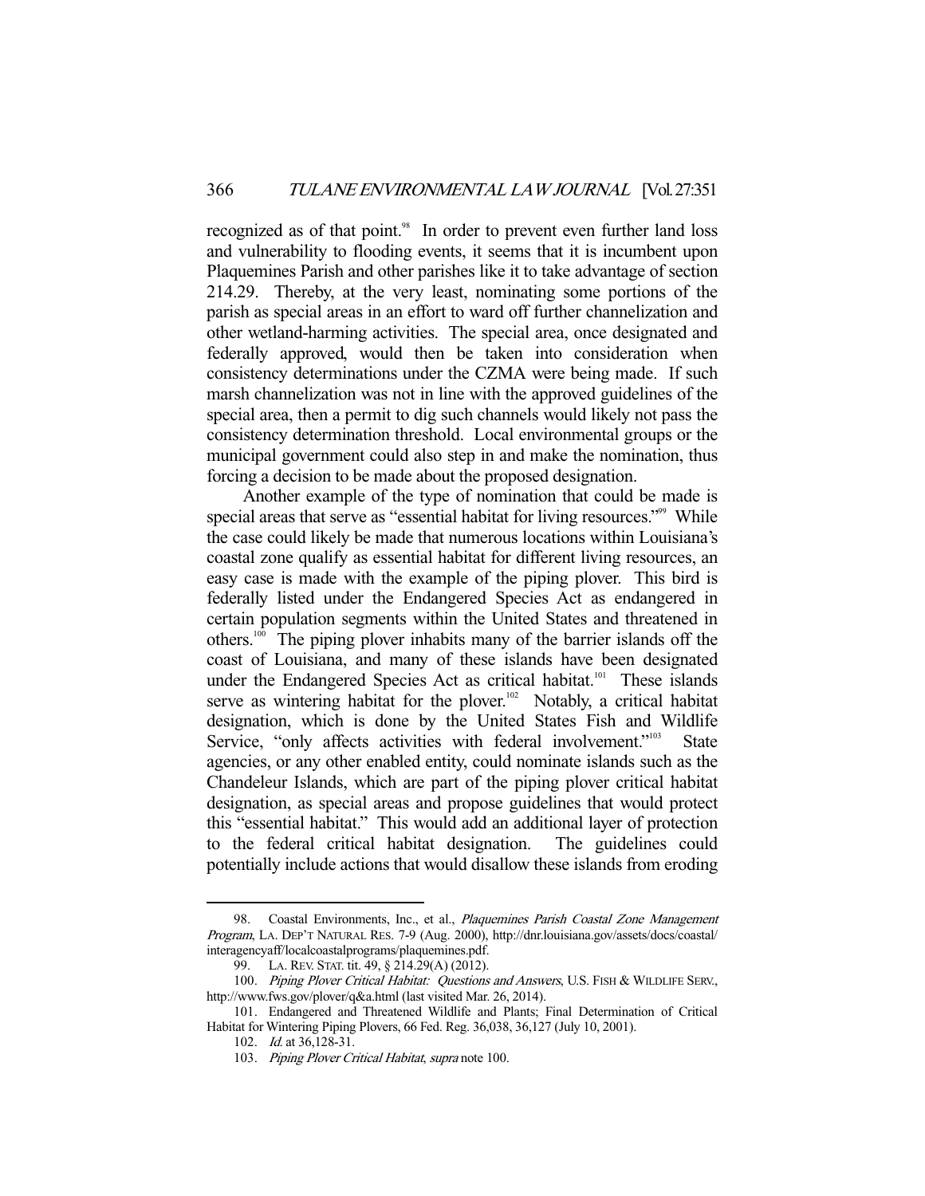recognized as of that point.[98] In order to prevent even further land loss and vulnerability to flooding events, it seems that it is incumbent upon Plaquemines Parish and other parishes like it to take advantage of section 214.29. Thereby, at the very least, nominating some portions of the parish as special areas in an effort to ward off further channelization and other wetland-harming activities. The special area, once designated and federally approved, would then be taken into consideration when consistency determinations under the CZMA were being made. If such marsh channelization was not in line with the approved guidelines of the special area, then a permit to dig such channels would likely not pass the consistency determination threshold. Local environmental groups or the municipal government could also step in and make the nomination, thus forcing a decision to be made about the proposed designation.

Another example of the type of nomination that could be made is special areas that serve as "essential habitat for living resources."[99] While the case could likely be made that numerous locations within Louisiana's coastal zone qualify as essential habitat for different living resources, an easy case is made with the example of the piping plover. This bird is federally listed under the Endangered Species Act as endangered in certain population segments within the United States and threatened in others.[100] The piping plover inhabits many of the barrier islands off the coast of Louisiana, and many of these islands have been designated under the Endangered Species Act as critical habitat.[101] These islands serve as wintering habitat for the plover.[102] Notably, a critical habitat designation, which is done by the United States Fish and Wildlife Service, "only affects activities with federal involvement."[103] State agencies, or any other enabled entity, could nominate islands such as the Chandeleur Islands, which are part of the piping plover critical habitat designation, as special areas and propose guidelines that would protect this "essential habitat." This would add an additional layer of protection to the federal critical habitat designation. The guidelines could potentially include actions that would disallow these islands from eroding

---

98. Coastal Environments, Inc., et al., *Plaquemines Parish Coastal Zone Management Program*, LA. DEP'T NATURAL RES. 7-9 (Aug. 2000), http://dnr.louisiana.gov/assets/docs/coastal/interagencyaff/localcoastalprograms/plaquemines.pdf.

99. LA. REV. STAT. tit. 49, § 214.29(A) (2012).

100. *Piping Plover Critical Habitat: Questions and Answers*, U.S. FISH & WILDLIFE SERV., http://www.fws.gov/plover/q&a.html (last visited Mar. 26, 2014).

101. Endangered and Threatened Wildlife and Plants; Final Determination of Critical Habitat for Wintering Piping Plovers, 66 Fed. Reg. 36,038, 36,127 (July 10, 2001).

102. *Id.* at 36,128-31.

103. *Piping Plover Critical Habitat*, *supra* note 100.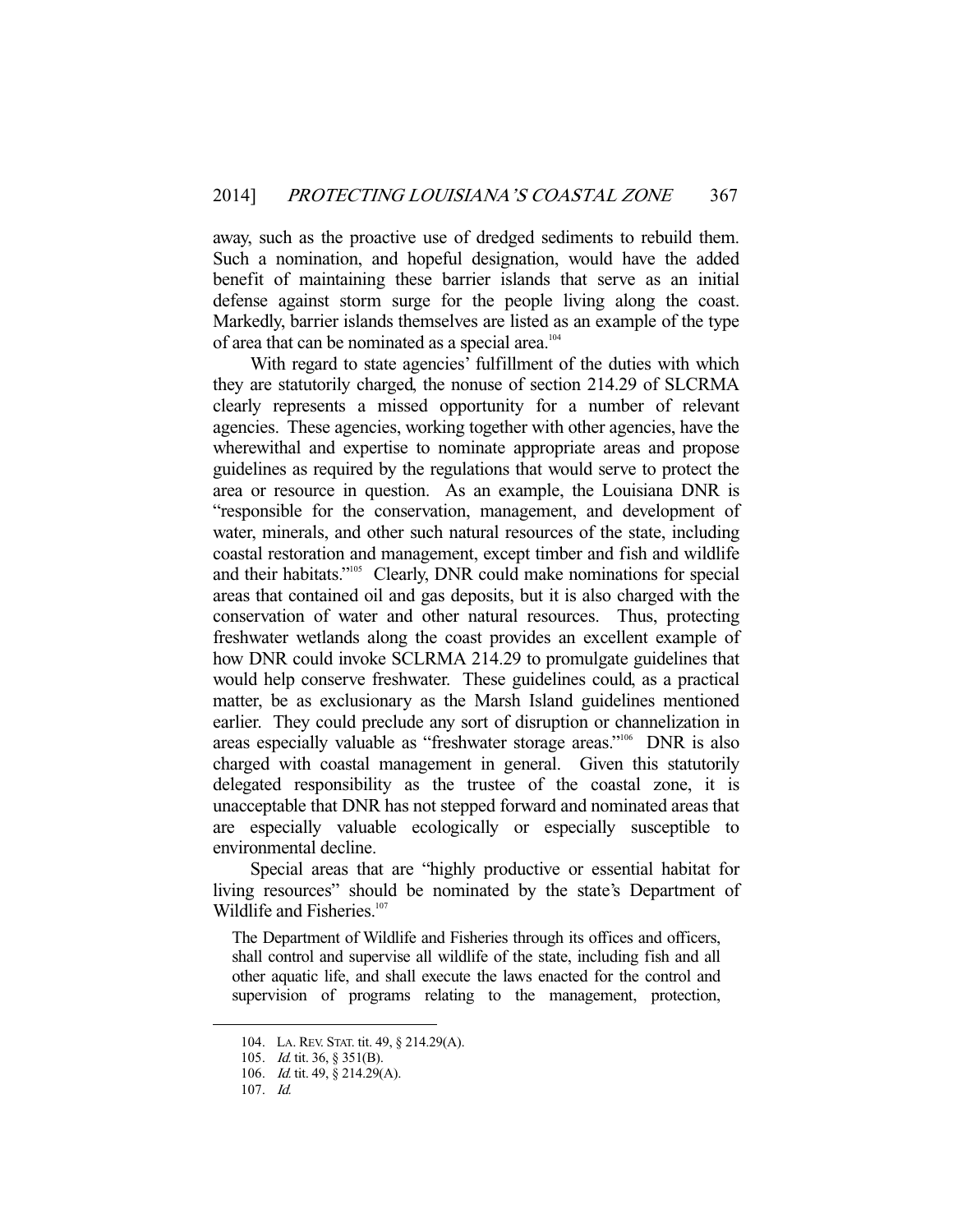away, such as the proactive use of dredged sediments to rebuild them. Such a nomination, and hopeful designation, would have the added benefit of maintaining these barrier islands that serve as an initial defense against storm surge for the people living along the coast. Markedly, barrier islands themselves are listed as an example of the type of area that can be nominated as a special area.[104]

With regard to state agencies' fulfillment of the duties with which they are statutorily charged, the nonuse of section 214.29 of SLCRMA clearly represents a missed opportunity for a number of relevant agencies. These agencies, working together with other agencies, have the wherewithal and expertise to nominate appropriate areas and propose guidelines as required by the regulations that would serve to protect the area or resource in question. As an example, the Louisiana DNR is "responsible for the conservation, management, and development of water, minerals, and other such natural resources of the state, including coastal restoration and management, except timber and fish and wildlife and their habitats."[105] Clearly, DNR could make nominations for special areas that contained oil and gas deposits, but it is also charged with the conservation of water and other natural resources. Thus, protecting freshwater wetlands along the coast provides an excellent example of how DNR could invoke SCLRMA 214.29 to promulgate guidelines that would help conserve freshwater. These guidelines could, as a practical matter, be as exclusionary as the Marsh Island guidelines mentioned earlier. They could preclude any sort of disruption or channelization in areas especially valuable as "freshwater storage areas."[106] DNR is also charged with coastal management in general. Given this statutorily delegated responsibility as the trustee of the coastal zone, it is unacceptable that DNR has not stepped forward and nominated areas that are especially valuable ecologically or especially susceptible to environmental decline.

Special areas that are "highly productive or essential habitat for living resources" should be nominated by the state's Department of Wildlife and Fisheries.[107]

> The Department of Wildlife and Fisheries through its offices and officers, shall control and supervise all wildlife of the state, including fish and all other aquatic life, and shall execute the laws enacted for the control and supervision of programs relating to the management, protection,

---

104. LA. REV. STAT. tit. 49, § 214.29(A).

105. *Id.* tit. 36, § 351(B).

106. *Id.* tit. 49, § 214.29(A).

107. *Id.*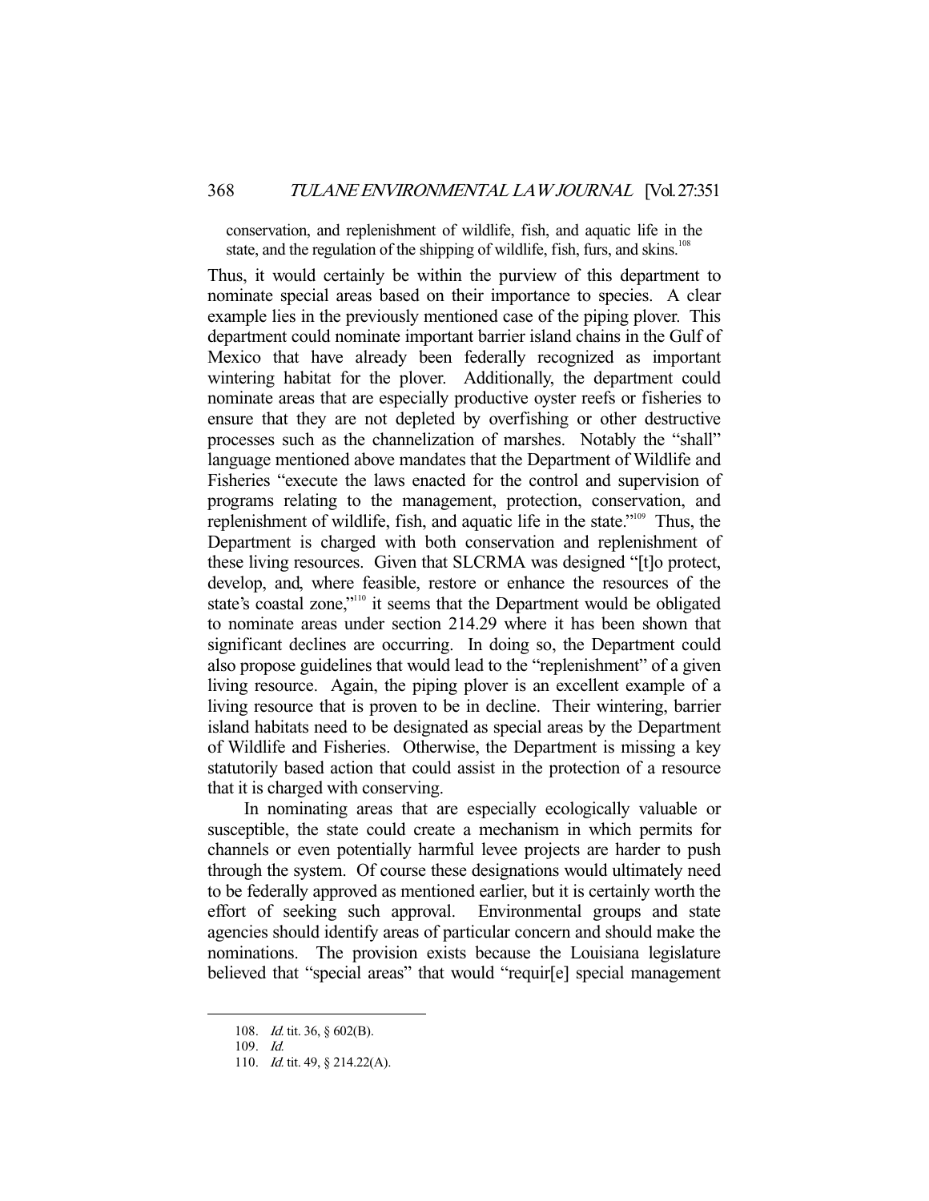conservation, and replenishment of wildlife, fish, and aquatic life in the state, and the regulation of the shipping of wildlife, fish, furs, and skins.[108]

Thus, it would certainly be within the purview of this department to nominate special areas based on their importance to species. A clear example lies in the previously mentioned case of the piping plover. This department could nominate important barrier island chains in the Gulf of Mexico that have already been federally recognized as important wintering habitat for the plover. Additionally, the department could nominate areas that are especially productive oyster reefs or fisheries to ensure that they are not depleted by overfishing or other destructive processes such as the channelization of marshes. Notably the "shall" language mentioned above mandates that the Department of Wildlife and Fisheries "execute the laws enacted for the control and supervision of programs relating to the management, protection, conservation, and replenishment of wildlife, fish, and aquatic life in the state."[109] Thus, the Department is charged with both conservation and replenishment of these living resources. Given that SLCRMA was designed "[t]o protect, develop, and, where feasible, restore or enhance the resources of the state's coastal zone,"[110] it seems that the Department would be obligated to nominate areas under section 214.29 where it has been shown that significant declines are occurring. In doing so, the Department could also propose guidelines that would lead to the "replenishment" of a given living resource. Again, the piping plover is an excellent example of a living resource that is proven to be in decline. Their wintering, barrier island habitats need to be designated as special areas by the Department of Wildlife and Fisheries. Otherwise, the Department is missing a key statutorily based action that could assist in the protection of a resource that it is charged with conserving.

In nominating areas that are especially ecologically valuable or susceptible, the state could create a mechanism in which permits for channels or even potentially harmful levee projects are harder to push through the system. Of course these designations would ultimately need to be federally approved as mentioned earlier, but it is certainly worth the effort of seeking such approval. Environmental groups and state agencies should identify areas of particular concern and should make the nominations. The provision exists because the Louisiana legislature believed that "special areas" that would "requir[e] special management

---

108. *Id.* tit. 36, § 602(B).

109. *Id.*

110. *Id.* tit. 49, § 214.22(A).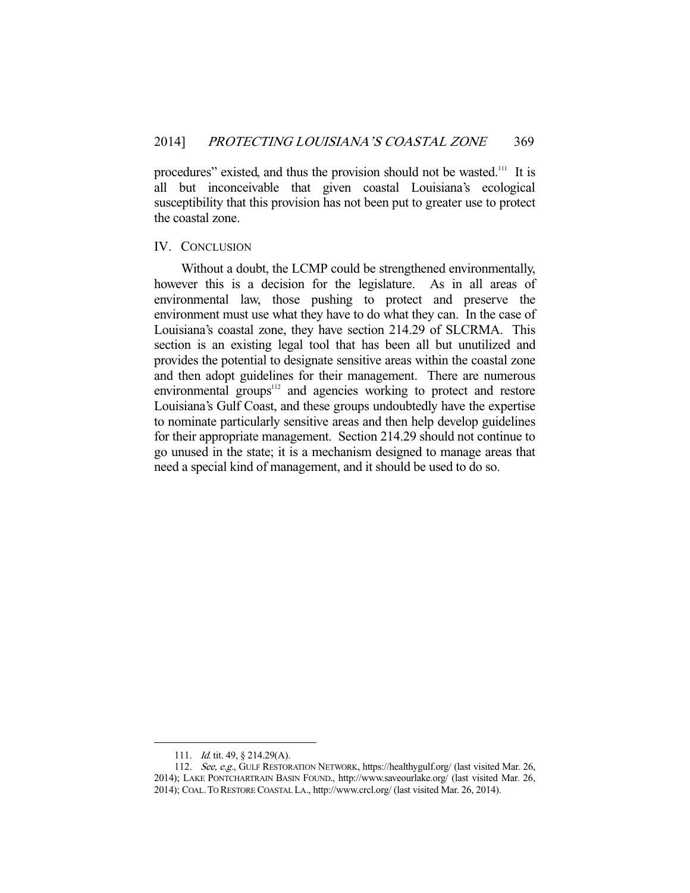procedures" existed, and thus the provision should not be wasted.[111] It is all but inconceivable that given coastal Louisiana's ecological susceptibility that this provision has not been put to greater use to protect the coastal zone.

## IV. CONCLUSION

Without a doubt, the LCMP could be strengthened environmentally, however this is a decision for the legislature. As in all areas of environmental law, those pushing to protect and preserve the environment must use what they have to do what they can. In the case of Louisiana's coastal zone, they have section 214.29 of SLCRMA. This section is an existing legal tool that has been all but unutilized and provides the potential to designate sensitive areas within the coastal zone and then adopt guidelines for their management. There are numerous environmental groups[112] and agencies working to protect and restore Louisiana's Gulf Coast, and these groups undoubtedly have the expertise to nominate particularly sensitive areas and then help develop guidelines for their appropriate management. Section 214.29 should not continue to go unused in the state; it is a mechanism designed to manage areas that need a special kind of management, and it should be used to do so.

---

111. *Id.* tit. 49, § 214.29(A).

112. *See, e.g.*, GULF RESTORATION NETWORK, https://healthygulf.org/ (last visited Mar. 26, 2014); LAKE PONTCHARTRAIN BASIN FOUND., http://www.saveourlake.org/ (last visited Mar. 26, 2014); COAL. TO RESTORE COASTAL LA., http://www.crcl.org/ (last visited Mar. 26, 2014).